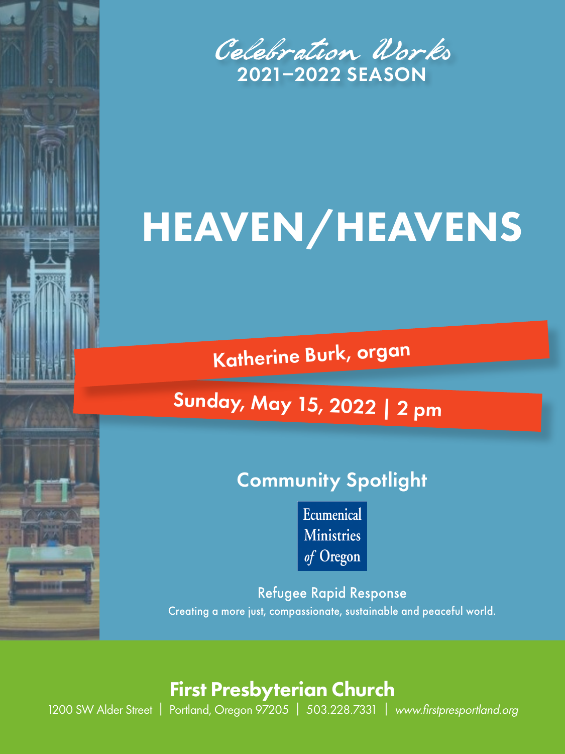*Celebration Works*
2021–2022 SEASON

# HEAVEN/HEAVENS

**Katherine Burk, organ**

**Sunday, May 15, 2022 | 2 pm**

## Community Spotlight

Ecumenical Ministries *of* Oregon

Refugee Rapid Response

Creating a more just, compassionate, sustainable and peaceful world.

**First Presbyterian Church**

1200 SW Alder Street | Portland, Oregon 97205 | 503.228.7331 | *www.firstpresportland.org*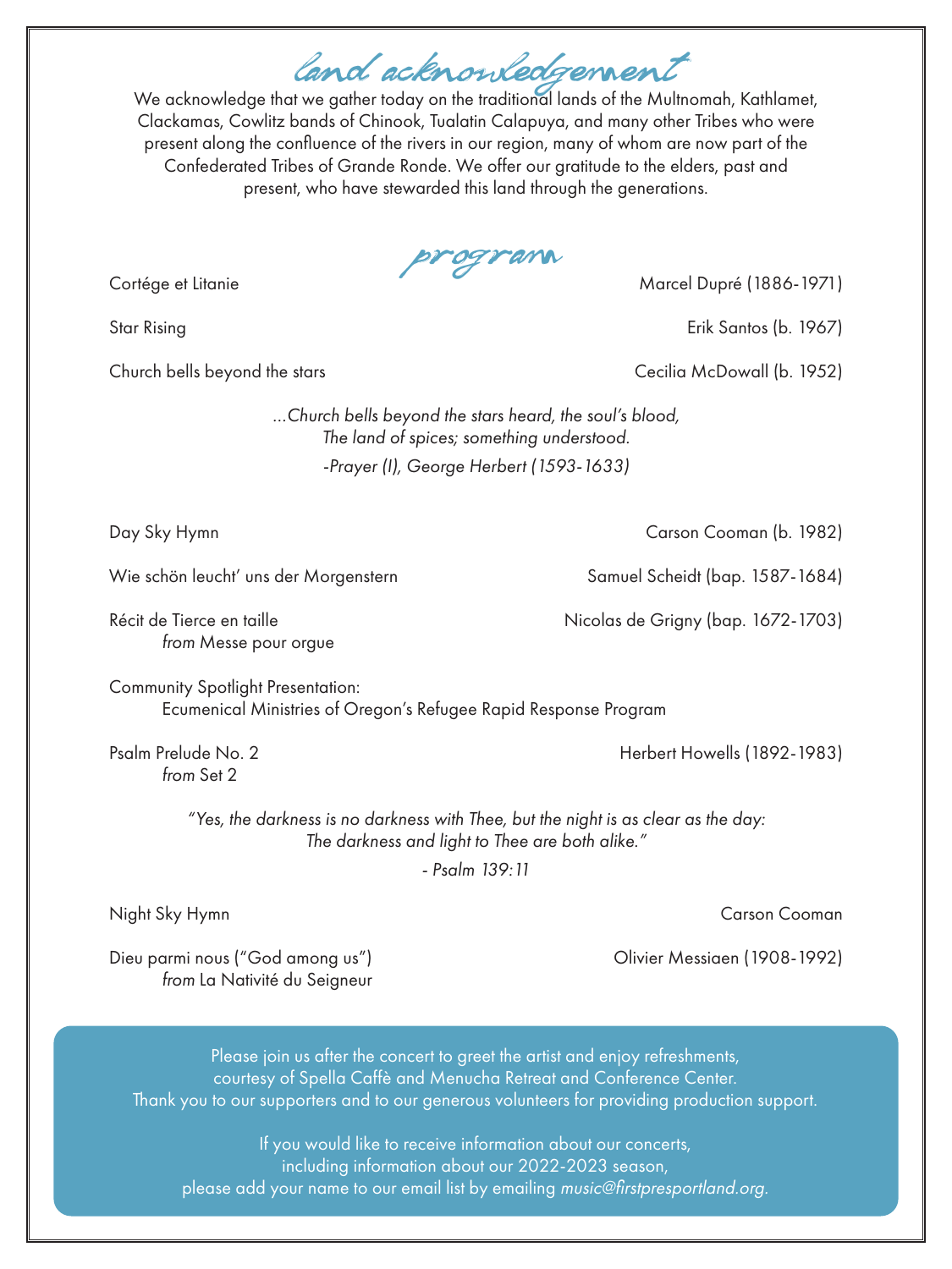## land acknowledgement

We acknowledge that we gather today on the traditional lands of the Multnomah, Kathlamet, Clackamas, Cowlitz bands of Chinook, Tualatin Calapuya, and many other Tribes who were present along the confluence of the rivers in our region, many of whom are now part of the Confederated Tribes of Grande Ronde. We offer our gratitude to the elders, past and present, who have stewarded this land through the generations.

## program

Cortége et Litanie — Marcel Dupré (1886-1971)

Star Rising — Erik Santos (b. 1967)

Church bells beyond the stars — Cecilia McDowall (b. 1952)

*...Church bells beyond the stars heard, the soul's blood,*
*The land of spices; something understood.*
*-Prayer (I), George Herbert (1593-1633)*

Day Sky Hymn — Carson Cooman (b. 1982)

Wie schön leucht' uns der Morgenstern — Samuel Scheidt (bap. 1587-1684)

Récit de Tierce en taille — Nicolas de Grigny (bap. 1672-1703)
*from* Messe pour orgue

Community Spotlight Presentation:
Ecumenical Ministries of Oregon's Refugee Rapid Response Program

Psalm Prelude No. 2 — Herbert Howells (1892-1983)
*from* Set 2

*"Yes, the darkness is no darkness with Thee, but the night is as clear as the day:*
*The darkness and light to Thee are both alike."*
*- Psalm 139:11*

Night Sky Hymn — Carson Cooman

Dieu parmi nous ("God among us") — Olivier Messiaen (1908-1992)
*from* La Nativité du Seigneur

Please join us after the concert to greet the artist and enjoy refreshments, courtesy of Spella Caffè and Menucha Retreat and Conference Center.
Thank you to our supporters and to our generous volunteers for providing production support.

If you would like to receive information about our concerts, including information about our 2022-2023 season, please add your name to our email list by emailing *music@firstpresportland.org.*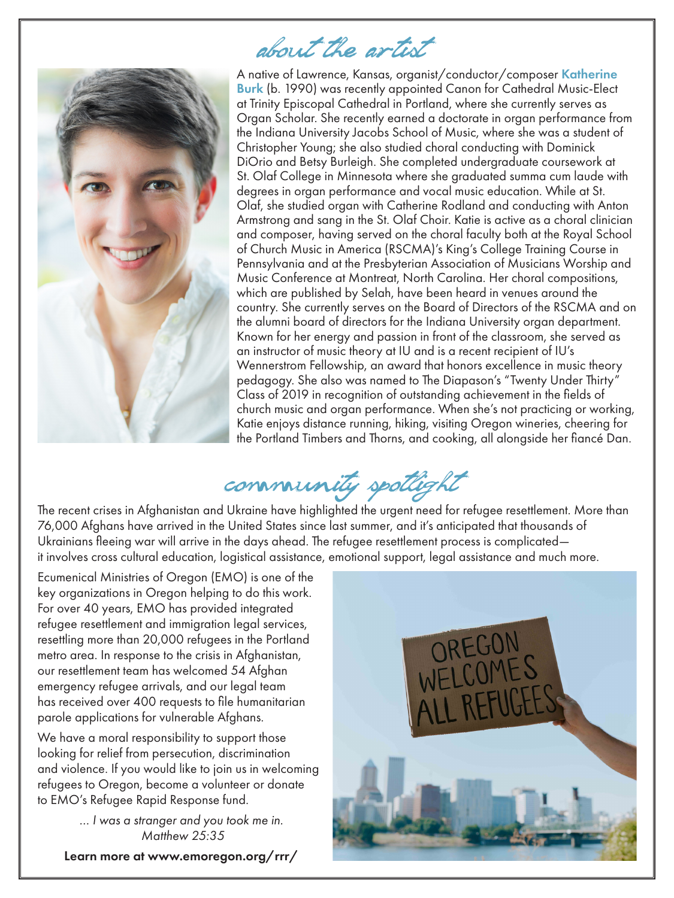## about the artist

A native of Lawrence, Kansas, organist/conductor/composer **Katherine Burk** (b. 1990) was recently appointed Canon for Cathedral Music-Elect at Trinity Episcopal Cathedral in Portland, where she currently serves as Organ Scholar. She recently earned a doctorate in organ performance from the Indiana University Jacobs School of Music, where she was a student of Christopher Young; she also studied choral conducting with Dominick DiOrio and Betsy Burleigh. She completed undergraduate coursework at St. Olaf College in Minnesota where she graduated summa cum laude with degrees in organ performance and vocal music education. While at St. Olaf, she studied organ with Catherine Rodland and conducting with Anton Armstrong and sang in the St. Olaf Choir. Katie is active as a choral clinician and composer, having served on the choral faculty both at the Royal School of Church Music in America (RSCMA)'s King's College Training Course in Pennsylvania and at the Presbyterian Association of Musicians Worship and Music Conference at Montreat, North Carolina. Her choral compositions, which are published by Selah, have been heard in venues around the country. She currently serves on the Board of Directors of the RSCMA and on the alumni board of directors for the Indiana University organ department. Known for her energy and passion in front of the classroom, she served as an instructor of music theory at IU and is a recent recipient of IU's Wennerstrom Fellowship, an award that honors excellence in music theory pedagogy. She also was named to The Diapason's "Twenty Under Thirty" Class of 2019 in recognition of outstanding achievement in the fields of church music and organ performance. When she's not practicing or working, Katie enjoys distance running, hiking, visiting Oregon wineries, cheering for the Portland Timbers and Thorns, and cooking, all alongside her fiancé Dan.

## community spotlight

The recent crises in Afghanistan and Ukraine have highlighted the urgent need for refugee resettlement. More than 76,000 Afghans have arrived in the United States since last summer, and it's anticipated that thousands of Ukrainians fleeing war will arrive in the days ahead. The refugee resettlement process is complicated—it involves cross cultural education, logistical assistance, emotional support, legal assistance and much more.

Ecumenical Ministries of Oregon (EMO) is one of the key organizations in Oregon helping to do this work. For over 40 years, EMO has provided integrated refugee resettlement and immigration legal services, resettling more than 20,000 refugees in the Portland metro area. In response to the crisis in Afghanistan, our resettlement team has welcomed 54 Afghan emergency refugee arrivals, and our legal team has received over 400 requests to file humanitarian parole applications for vulnerable Afghans.

We have a moral responsibility to support those looking for relief from persecution, discrimination and violence. If you would like to join us in welcoming refugees to Oregon, become a volunteer or donate to EMO's Refugee Rapid Response fund.

*... I was a stranger and you took me in.*
*Matthew 25:35*

**Learn more at www.emoregon.org/rrr/**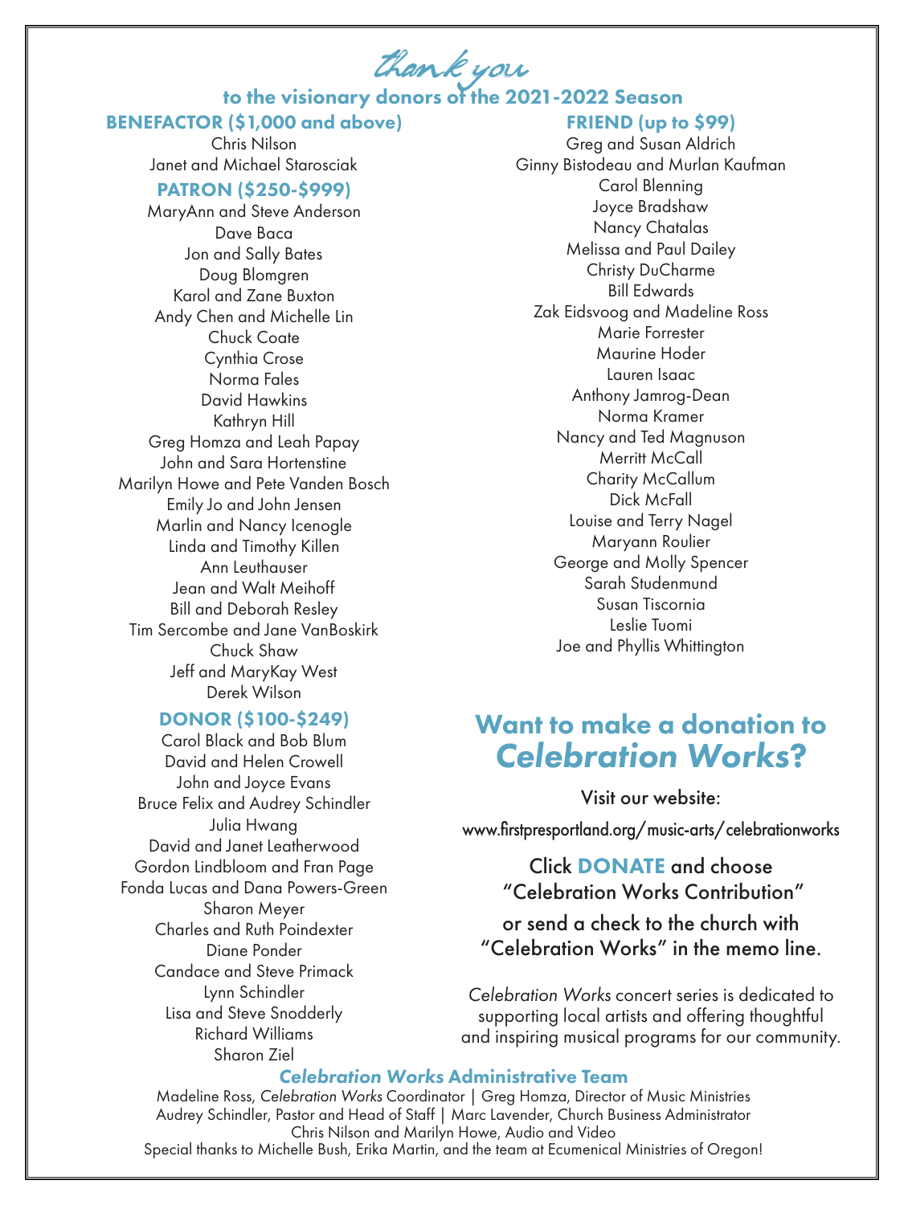# *thank you*

## to the visionary donors of the 2021-2022 Season

### BENEFACTOR ($1,000 and above)

Chris Nilson
Janet and Michael Starosciak

### PATRON ($250-$999)

MaryAnn and Steve Anderson
Dave Baca
Jon and Sally Bates
Doug Blomgren
Karol and Zane Buxton
Andy Chen and Michelle Lin
Chuck Coate
Cynthia Crose
Norma Fales
David Hawkins
Kathryn Hill
Greg Homza and Leah Papay
John and Sara Hortenstine
Marilyn Howe and Pete Vanden Bosch
Emily Jo and John Jensen
Marlin and Nancy Icenogle
Linda and Timothy Killen
Ann Leuthauser
Jean and Walt Meihoff
Bill and Deborah Resley
Tim Sercombe and Jane VanBoskirk
Chuck Shaw
Jeff and MaryKay West
Derek Wilson

### DONOR ($100-$249)

Carol Black and Bob Blum
David and Helen Crowell
John and Joyce Evans
Bruce Felix and Audrey Schindler
Julia Hwang
David and Janet Leatherwood
Gordon Lindbloom and Fran Page
Fonda Lucas and Dana Powers-Green
Sharon Meyer
Charles and Ruth Poindexter
Diane Ponder
Candace and Steve Primack
Lynn Schindler
Lisa and Steve Snodderly
Richard Williams
Sharon Ziel

### FRIEND (up to $99)

Greg and Susan Aldrich
Ginny Bistodeau and Murlan Kaufman
Carol Blenning
Joyce Bradshaw
Nancy Chatalas
Melissa and Paul Dailey
Christy DuCharme
Bill Edwards
Zak Eidsvoog and Madeline Ross
Marie Forrester
Maurine Hoder
Lauren Isaac
Anthony Jamrog-Dean
Norma Kramer
Nancy and Ted Magnuson
Merritt McCall
Charity McCallum
Dick McFall
Louise and Terry Nagel
Maryann Roulier
George and Molly Spencer
Sarah Studenmund
Susan Tiscornia
Leslie Tuomi
Joe and Phyllis Whittington

## Want to make a donation to *Celebration Works*?

Visit our website:

www.firstpresportland.org/music-arts/celebrationworks

Click **DONATE** and choose "Celebration Works Contribution"

or send a check to the church with "Celebration Works" in the memo line.

*Celebration Works* concert series is dedicated to supporting local artists and offering thoughtful and inspiring musical programs for our community.

### *Celebration Works* Administrative Team

Madeline Ross, *Celebration Works* Coordinator | Greg Homza, Director of Music Ministries
Audrey Schindler, Pastor and Head of Staff | Marc Lavender, Church Business Administrator
Chris Nilson and Marilyn Howe, Audio and Video
Special thanks to Michelle Bush, Erika Martin, and the team at Ecumenical Ministries of Oregon!